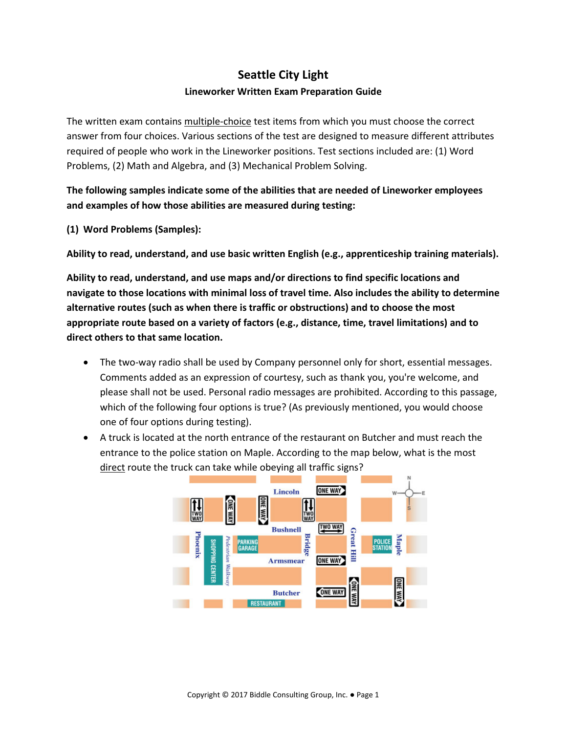# Seattle City Light

## Lineworker Written Exam Preparation Guide

The written exam contains multiple-choice test items from which you must choose the correct answer from four choices. Various sections of the test are designed to measure different attributes required of people who work in the Lineworker positions. Test sections included are: (1) Word Problems, (2) Math and Algebra, and (3) Mechanical Problem Solving.

**The following samples indicate some of the abilities that are needed of Lineworker employees and examples of how those abilities are measured during testing:**

**(1) Word Problems (Samples):**

**Ability to read, understand, and use basic written English (e.g., apprenticeship training materials).**

**Ability to read, understand, and use maps and/or directions to find specific locations and navigate to those locations with minimal loss of travel time. Also includes the ability to determine alternative routes (such as when there is traffic or obstructions) and to choose the most appropriate route based on a variety of factors (e.g., distance, time, travel limitations) and to direct others to that same location.**

- The two-way radio shall be used by Company personnel only for short, essential messages. Comments added as an expression of courtesy, such as thank you, you're welcome, and please shall not be used. Personal radio messages are prohibited. According to this passage, which of the following four options is true? (As previously mentioned, you would choose one of four options during testing).
- A truck is located at the north entrance of the restaurant on Butcher and must reach the entrance to the police station on Maple. According to the map below, what is the most direct route the truck can take while obeying all traffic signs?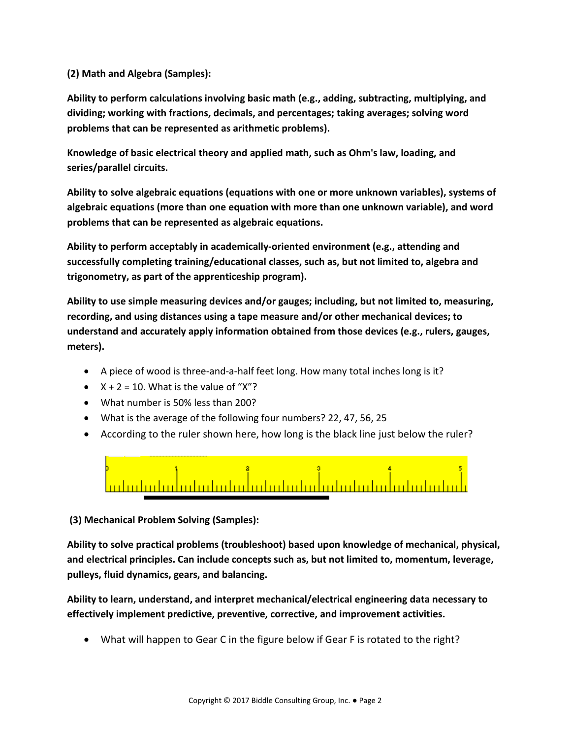**(2) Math and Algebra (Samples):**

**Ability to perform calculations involving basic math (e.g., adding, subtracting, multiplying, and dividing; working with fractions, decimals, and percentages; taking averages; solving word problems that can be represented as arithmetic problems).**

**Knowledge of basic electrical theory and applied math, such as Ohm's law, loading, and series/parallel circuits.**

**Ability to solve algebraic equations (equations with one or more unknown variables), systems of algebraic equations (more than one equation with more than one unknown variable), and word problems that can be represented as algebraic equations.**

**Ability to perform acceptably in academically-oriented environment (e.g., attending and successfully completing training/educational classes, such as, but not limited to, algebra and trigonometry, as part of the apprenticeship program).**

**Ability to use simple measuring devices and/or gauges; including, but not limited to, measuring, recording, and using distances using a tape measure and/or other mechanical devices; to understand and accurately apply information obtained from those devices (e.g., rulers, gauges, meters).**

- A piece of wood is three-and-a-half feet long. How many total inches long is it?
- X + 2 = 10. What is the value of "X"?
- What number is 50% less than 200?
- What is the average of the following four numbers? 22, 47, 56, 25
- According to the ruler shown here, how long is the black line just below the ruler?

**(3) Mechanical Problem Solving (Samples):**

**Ability to solve practical problems (troubleshoot) based upon knowledge of mechanical, physical, and electrical principles. Can include concepts such as, but not limited to, momentum, leverage, pulleys, fluid dynamics, gears, and balancing.**

**Ability to learn, understand, and interpret mechanical/electrical engineering data necessary to effectively implement predictive, preventive, corrective, and improvement activities.**

- What will happen to Gear C in the figure below if Gear F is rotated to the right?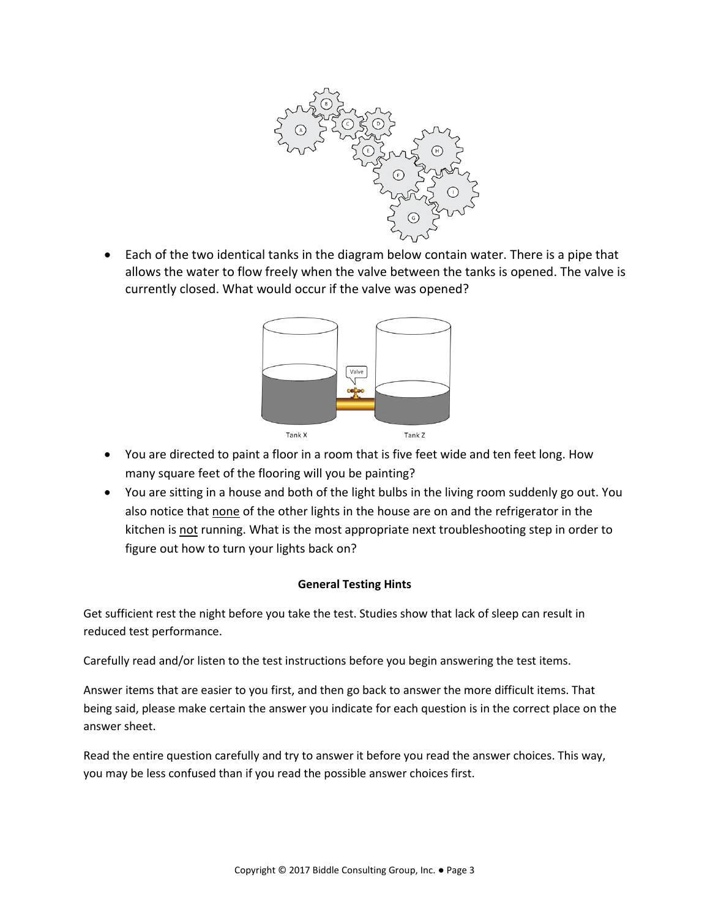- Each of the two identical tanks in the diagram below contain water. There is a pipe that allows the water to flow freely when the valve between the tanks is opened. The valve is currently closed. What would occur if the valve was opened?

- You are directed to paint a floor in a room that is five feet wide and ten feet long. How many square feet of the flooring will you be painting?
- You are sitting in a house and both of the light bulbs in the living room suddenly go out. You also notice that none of the other lights in the house are on and the refrigerator in the kitchen is not running. What is the most appropriate next troubleshooting step in order to figure out how to turn your lights back on?

**General Testing Hints**

Get sufficient rest the night before you take the test. Studies show that lack of sleep can result in reduced test performance.

Carefully read and/or listen to the test instructions before you begin answering the test items.

Answer items that are easier to you first, and then go back to answer the more difficult items. That being said, please make certain the answer you indicate for each question is in the correct place on the answer sheet.

Read the entire question carefully and try to answer it before you read the answer choices. This way, you may be less confused than if you read the possible answer choices first.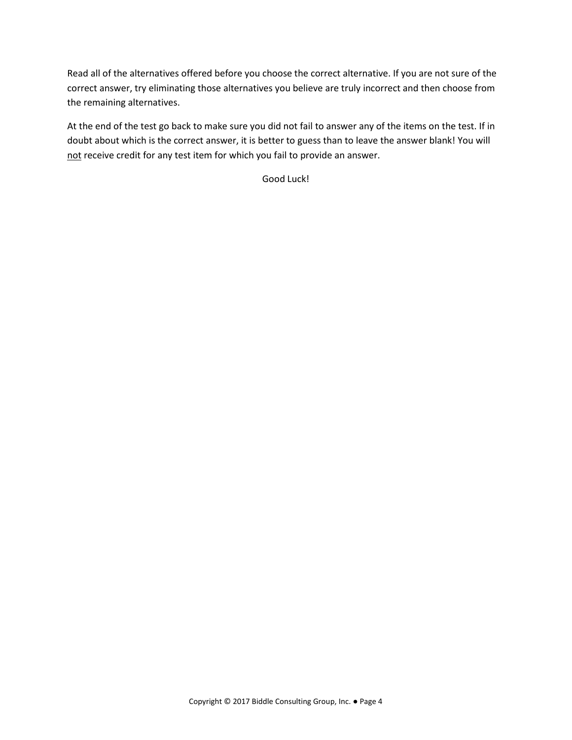Read all of the alternatives offered before you choose the correct alternative. If you are not sure of the correct answer, try eliminating those alternatives you believe are truly incorrect and then choose from the remaining alternatives.

At the end of the test go back to make sure you did not fail to answer any of the items on the test. If in doubt about which is the correct answer, it is better to guess than to leave the answer blank! You will <u>not</u> receive credit for any test item for which you fail to provide an answer.

Good Luck!